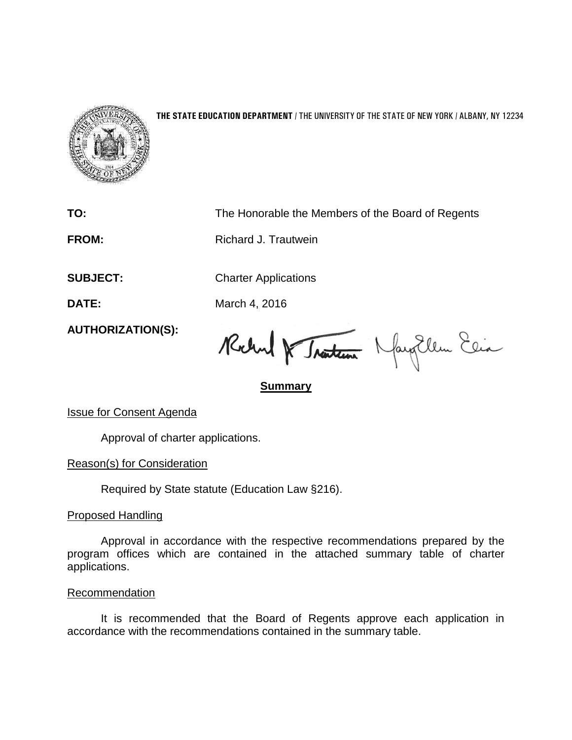**THE STATE EDUCATION DEPARTMENT** / THE UNIVERSITY OF THE STATE OF NEW YORK / ALBANY, NY 12234

**TO:** The Honorable the Members of the Board of Regents

**FROM:** Richard J. Trautwein

**SUBJECT:** Charter Applications

**DATE:** March 4, 2016

**AUTHORIZATION(S):**

## Summary

Issue for Consent Agenda

Approval of charter applications.

Reason(s) for Consideration

Required by State statute (Education Law §216).

Proposed Handling

Approval in accordance with the respective recommendations prepared by the program offices which are contained in the attached summary table of charter applications.

Recommendation

It is recommended that the Board of Regents approve each application in accordance with the recommendations contained in the summary table.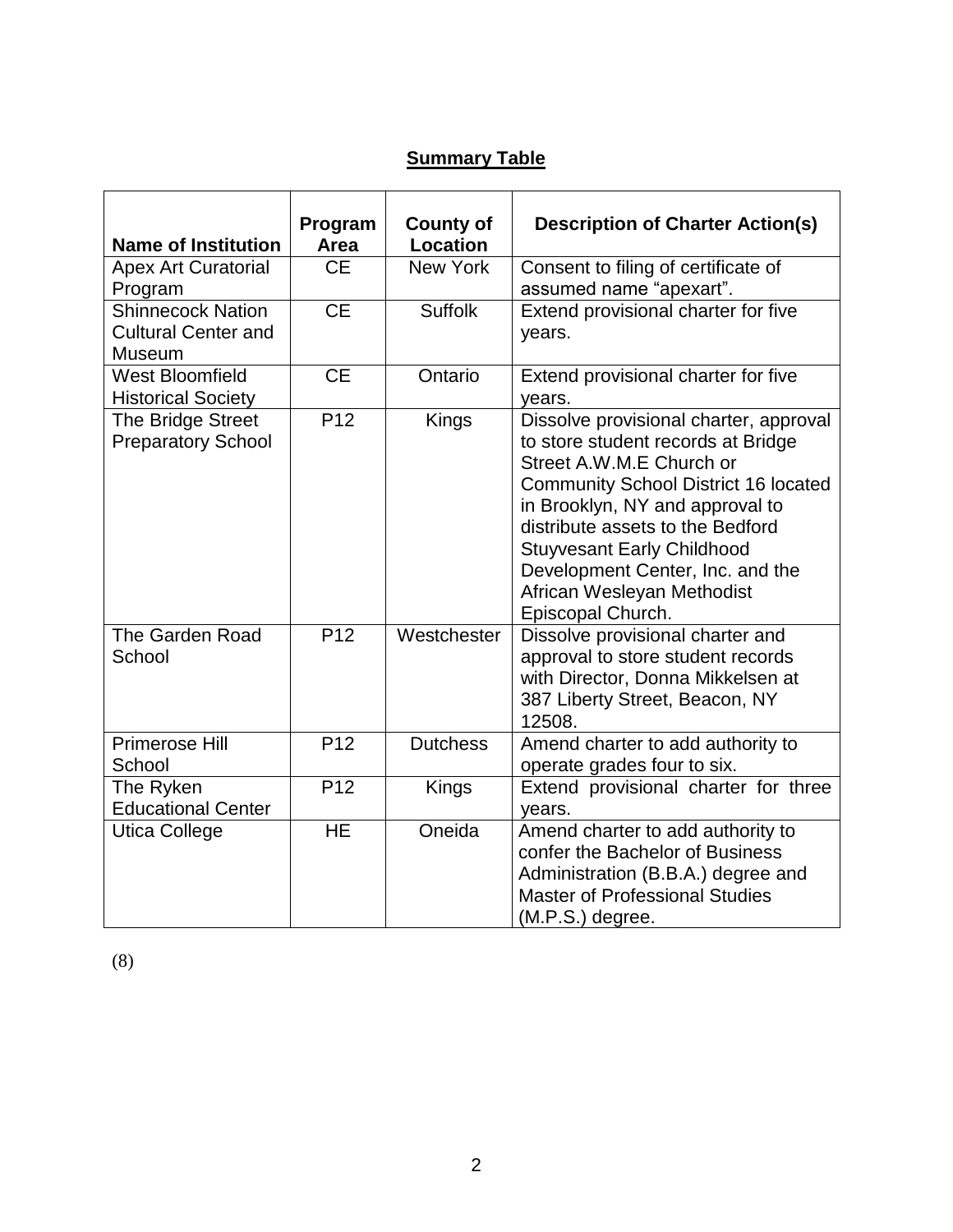**Summary Table**

| Name of Institution | Program Area | County of Location | Description of Charter Action(s) |
|---|---|---|---|
| Apex Art Curatorial Program | CE | New York | Consent to filing of certificate of assumed name “apexart”. |
| Shinnecock Nation Cultural Center and Museum | CE | Suffolk | Extend provisional charter for five years. |
| West Bloomfield Historical Society | CE | Ontario | Extend provisional charter for five years. |
| The Bridge Street Preparatory School | P12 | Kings | Dissolve provisional charter, approval to store student records at Bridge Street A.W.M.E Church or Community School District 16 located in Brooklyn, NY and approval to distribute assets to the Bedford Stuyvesant Early Childhood Development Center, Inc. and the African Wesleyan Methodist Episcopal Church. |
| The Garden Road School | P12 | Westchester | Dissolve provisional charter and approval to store student records with Director, Donna Mikkelsen at 387 Liberty Street, Beacon, NY 12508. |
| Primerose Hill School | P12 | Dutchess | Amend charter to add authority to operate grades four to six. |
| The Ryken Educational Center | P12 | Kings | Extend provisional charter for three years. |
| Utica College | HE | Oneida | Amend charter to add authority to confer the Bachelor of Business Administration (B.B.A.) degree and Master of Professional Studies (M.P.S.) degree. |

(8)